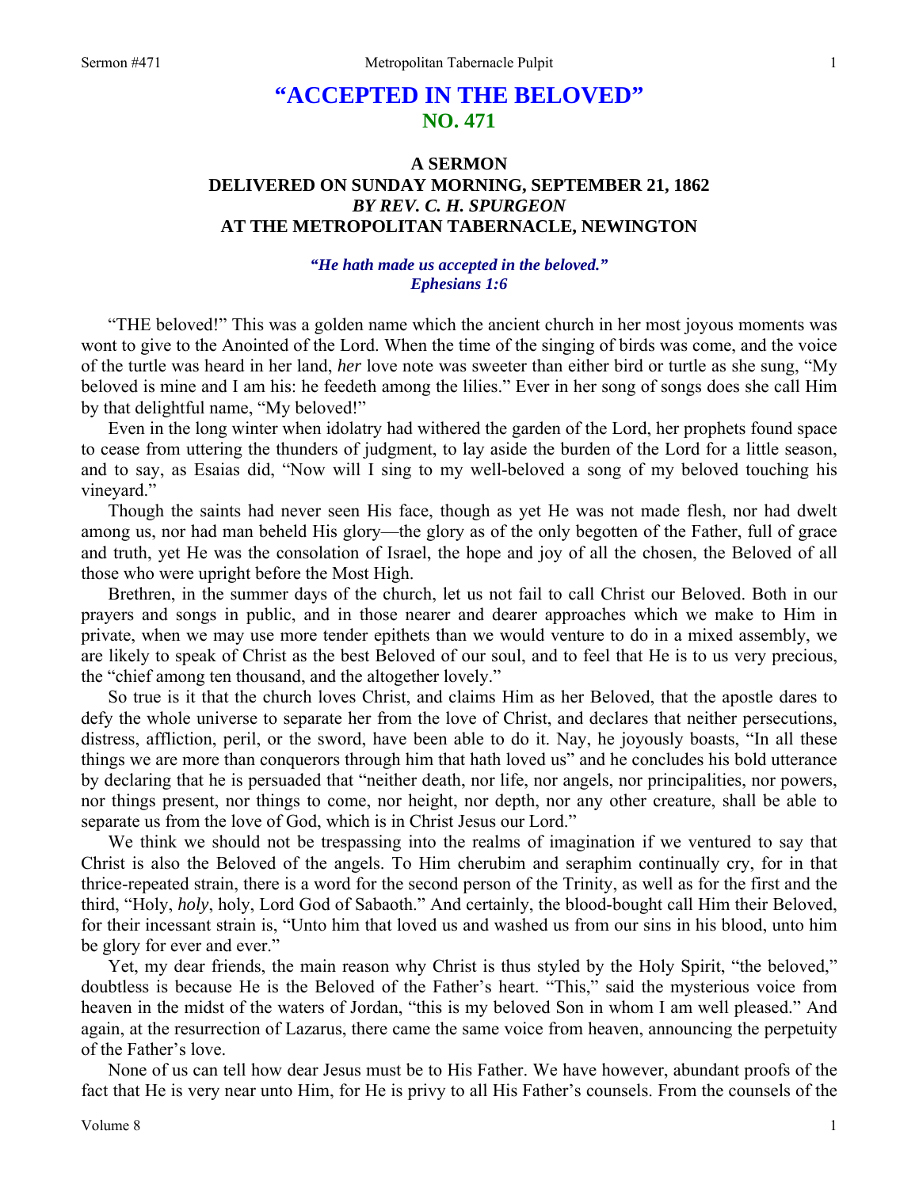# "ACCEPTED IN THE BELOVED"

## NO. 471

### A SERMON DELIVERED ON SUNDAY MORNING, SEPTEMBER 21, 1862
### *BY REV. C. H. SPURGEON*
### AT THE METROPOLITAN TABERNACLE, NEWINGTON

***"He hath made us accepted in the beloved." Ephesians 1:6***

"THE beloved!" This was a golden name which the ancient church in her most joyous moments was wont to give to the Anointed of the Lord. When the time of the singing of birds was come, and the voice of the turtle was heard in her land, *her* love note was sweeter than either bird or turtle as she sung, "My beloved is mine and I am his: he feedeth among the lilies." Ever in her song of songs does she call Him by that delightful name, "My beloved!"

Even in the long winter when idolatry had withered the garden of the Lord, her prophets found space to cease from uttering the thunders of judgment, to lay aside the burden of the Lord for a little season, and to say, as Esaias did, "Now will I sing to my well-beloved a song of my beloved touching his vineyard."

Though the saints had never seen His face, though as yet He was not made flesh, nor had dwelt among us, nor had man beheld His glory—the glory as of the only begotten of the Father, full of grace and truth, yet He was the consolation of Israel, the hope and joy of all the chosen, the Beloved of all those who were upright before the Most High.

Brethren, in the summer days of the church, let us not fail to call Christ our Beloved. Both in our prayers and songs in public, and in those nearer and dearer approaches which we make to Him in private, when we may use more tender epithets than we would venture to do in a mixed assembly, we are likely to speak of Christ as the best Beloved of our soul, and to feel that He is to us very precious, the "chief among ten thousand, and the altogether lovely."

So true is it that the church loves Christ, and claims Him as her Beloved, that the apostle dares to defy the whole universe to separate her from the love of Christ, and declares that neither persecutions, distress, affliction, peril, or the sword, have been able to do it. Nay, he joyously boasts, "In all these things we are more than conquerors through him that hath loved us" and he concludes his bold utterance by declaring that he is persuaded that "neither death, nor life, nor angels, nor principalities, nor powers, nor things present, nor things to come, nor height, nor depth, nor any other creature, shall be able to separate us from the love of God, which is in Christ Jesus our Lord."

We think we should not be trespassing into the realms of imagination if we ventured to say that Christ is also the Beloved of the angels. To Him cherubim and seraphim continually cry, for in that thrice-repeated strain, there is a word for the second person of the Trinity, as well as for the first and the third, "Holy, *holy*, holy, Lord God of Sabaoth." And certainly, the blood-bought call Him their Beloved, for their incessant strain is, "Unto him that loved us and washed us from our sins in his blood, unto him be glory for ever and ever."

Yet, my dear friends, the main reason why Christ is thus styled by the Holy Spirit, "the beloved," doubtless is because He is the Beloved of the Father's heart. "This," said the mysterious voice from heaven in the midst of the waters of Jordan, "this is my beloved Son in whom I am well pleased." And again, at the resurrection of Lazarus, there came the same voice from heaven, announcing the perpetuity of the Father's love.

None of us can tell how dear Jesus must be to His Father. We have however, abundant proofs of the fact that He is very near unto Him, for He is privy to all His Father's counsels. From the counsels of the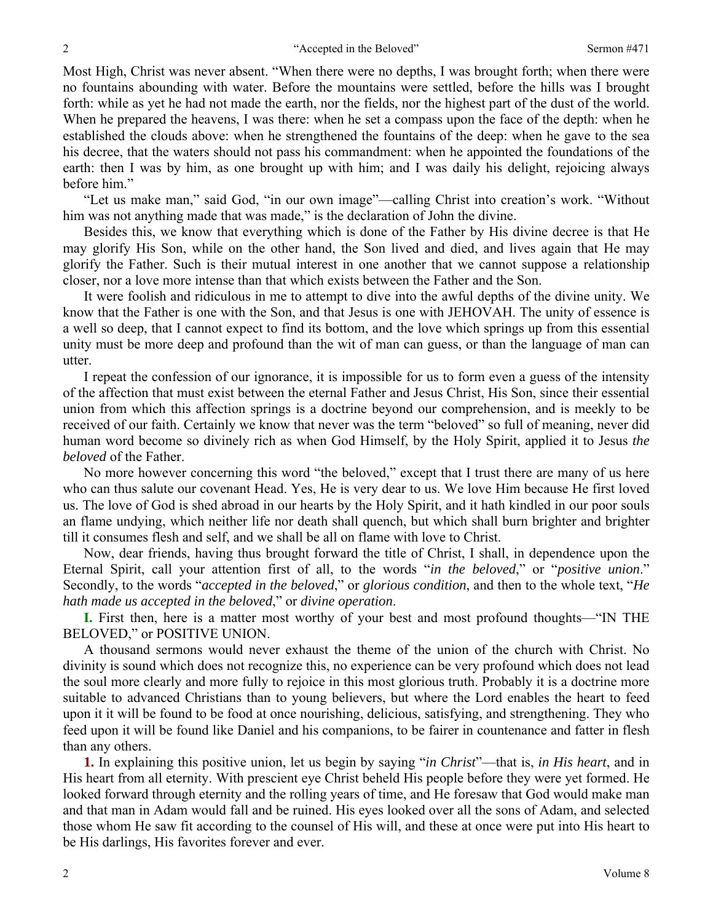Most High, Christ was never absent. "When there were no depths, I was brought forth; when there were no fountains abounding with water. Before the mountains were settled, before the hills was I brought forth: while as yet he had not made the earth, nor the fields, nor the highest part of the dust of the world. When he prepared the heavens, I was there: when he set a compass upon the face of the depth: when he established the clouds above: when he strengthened the fountains of the deep: when he gave to the sea his decree, that the waters should not pass his commandment: when he appointed the foundations of the earth: then I was by him, as one brought up with him; and I was daily his delight, rejoicing always before him."

"Let us make man," said God, "in our own image"—calling Christ into creation's work. "Without him was not anything made that was made," is the declaration of John the divine.

Besides this, we know that everything which is done of the Father by His divine decree is that He may glorify His Son, while on the other hand, the Son lived and died, and lives again that He may glorify the Father. Such is their mutual interest in one another that we cannot suppose a relationship closer, nor a love more intense than that which exists between the Father and the Son.

It were foolish and ridiculous in me to attempt to dive into the awful depths of the divine unity. We know that the Father is one with the Son, and that Jesus is one with JEHOVAH. The unity of essence is a well so deep, that I cannot expect to find its bottom, and the love which springs up from this essential unity must be more deep and profound than the wit of man can guess, or than the language of man can utter.

I repeat the confession of our ignorance, it is impossible for us to form even a guess of the intensity of the affection that must exist between the eternal Father and Jesus Christ, His Son, since their essential union from which this affection springs is a doctrine beyond our comprehension, and is meekly to be received of our faith. Certainly we know that never was the term "beloved" so full of meaning, never did human word become so divinely rich as when God Himself, by the Holy Spirit, applied it to Jesus *the beloved* of the Father.

No more however concerning this word "the beloved," except that I trust there are many of us here who can thus salute our covenant Head. Yes, He is very dear to us. We love Him because He first loved us. The love of God is shed abroad in our hearts by the Holy Spirit, and it hath kindled in our poor souls an flame undying, which neither life nor death shall quench, but which shall burn brighter and brighter till it consumes flesh and self, and we shall be all on flame with love to Christ.

Now, dear friends, having thus brought forward the title of Christ, I shall, in dependence upon the Eternal Spirit, call your attention first of all, to the words "*in the beloved*," or "*positive union*." Secondly, to the words "*accepted in the beloved*," or *glorious condition*, and then to the whole text, "*He hath made us accepted in the beloved*," or *divine operation*.

**I.** First then, here is a matter most worthy of your best and most profound thoughts—"IN THE BELOVED," or POSITIVE UNION.

A thousand sermons would never exhaust the theme of the union of the church with Christ. No divinity is sound which does not recognize this, no experience can be very profound which does not lead the soul more clearly and more fully to rejoice in this most glorious truth. Probably it is a doctrine more suitable to advanced Christians than to young believers, but where the Lord enables the heart to feed upon it it will be found to be food at once nourishing, delicious, satisfying, and strengthening. They who feed upon it will be found like Daniel and his companions, to be fairer in countenance and fatter in flesh than any others.

**1.** In explaining this positive union, let us begin by saying "*in Christ*"—that is, *in His heart*, and in His heart from all eternity. With prescient eye Christ beheld His people before they were yet formed. He looked forward through eternity and the rolling years of time, and He foresaw that God would make man and that man in Adam would fall and be ruined. His eyes looked over all the sons of Adam, and selected those whom He saw fit according to the counsel of His will, and these at once were put into His heart to be His darlings, His favorites forever and ever.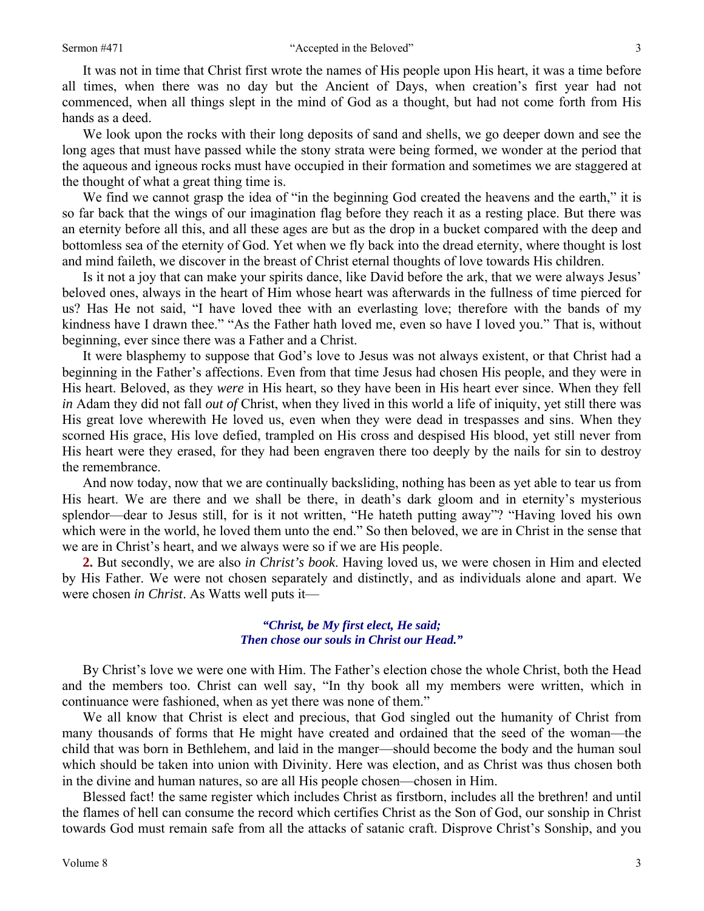It was not in time that Christ first wrote the names of His people upon His heart, it was a time before all times, when there was no day but the Ancient of Days, when creation's first year had not commenced, when all things slept in the mind of God as a thought, but had not come forth from His hands as a deed.

We look upon the rocks with their long deposits of sand and shells, we go deeper down and see the long ages that must have passed while the stony strata were being formed, we wonder at the period that the aqueous and igneous rocks must have occupied in their formation and sometimes we are staggered at the thought of what a great thing time is.

We find we cannot grasp the idea of "in the beginning God created the heavens and the earth," it is so far back that the wings of our imagination flag before they reach it as a resting place. But there was an eternity before all this, and all these ages are but as the drop in a bucket compared with the deep and bottomless sea of the eternity of God. Yet when we fly back into the dread eternity, where thought is lost and mind faileth, we discover in the breast of Christ eternal thoughts of love towards His children.

Is it not a joy that can make your spirits dance, like David before the ark, that we were always Jesus' beloved ones, always in the heart of Him whose heart was afterwards in the fullness of time pierced for us? Has He not said, "I have loved thee with an everlasting love; therefore with the bands of my kindness have I drawn thee." "As the Father hath loved me, even so have I loved you." That is, without beginning, ever since there was a Father and a Christ.

It were blasphemy to suppose that God's love to Jesus was not always existent, or that Christ had a beginning in the Father's affections. Even from that time Jesus had chosen His people, and they were in His heart. Beloved, as they *were* in His heart, so they have been in His heart ever since. When they fell *in* Adam they did not fall *out of* Christ, when they lived in this world a life of iniquity, yet still there was His great love wherewith He loved us, even when they were dead in trespasses and sins. When they scorned His grace, His love defied, trampled on His cross and despised His blood, yet still never from His heart were they erased, for they had been engraven there too deeply by the nails for sin to destroy the remembrance.

And now today, now that we are continually backsliding, nothing has been as yet able to tear us from His heart. We are there and we shall be there, in death's dark gloom and in eternity's mysterious splendor—dear to Jesus still, for is it not written, "He hateth putting away"? "Having loved his own which were in the world, he loved them unto the end." So then beloved, we are in Christ in the sense that we are in Christ's heart, and we always were so if we are His people.

**2.** But secondly, we are also *in Christ's book*. Having loved us, we were chosen in Him and elected by His Father. We were not chosen separately and distinctly, and as individuals alone and apart. We were chosen *in Christ*. As Watts well puts it—

> ***"Christ, be My first elect, He said;***
> ***Then chose our souls in Christ our Head."***

By Christ's love we were one with Him. The Father's election chose the whole Christ, both the Head and the members too. Christ can well say, "In thy book all my members were written, which in continuance were fashioned, when as yet there was none of them."

We all know that Christ is elect and precious, that God singled out the humanity of Christ from many thousands of forms that He might have created and ordained that the seed of the woman—the child that was born in Bethlehem, and laid in the manger—should become the body and the human soul which should be taken into union with Divinity. Here was election, and as Christ was thus chosen both in the divine and human natures, so are all His people chosen—chosen in Him.

Blessed fact! the same register which includes Christ as firstborn, includes all the brethren! and until the flames of hell can consume the record which certifies Christ as the Son of God, our sonship in Christ towards God must remain safe from all the attacks of satanic craft. Disprove Christ's Sonship, and you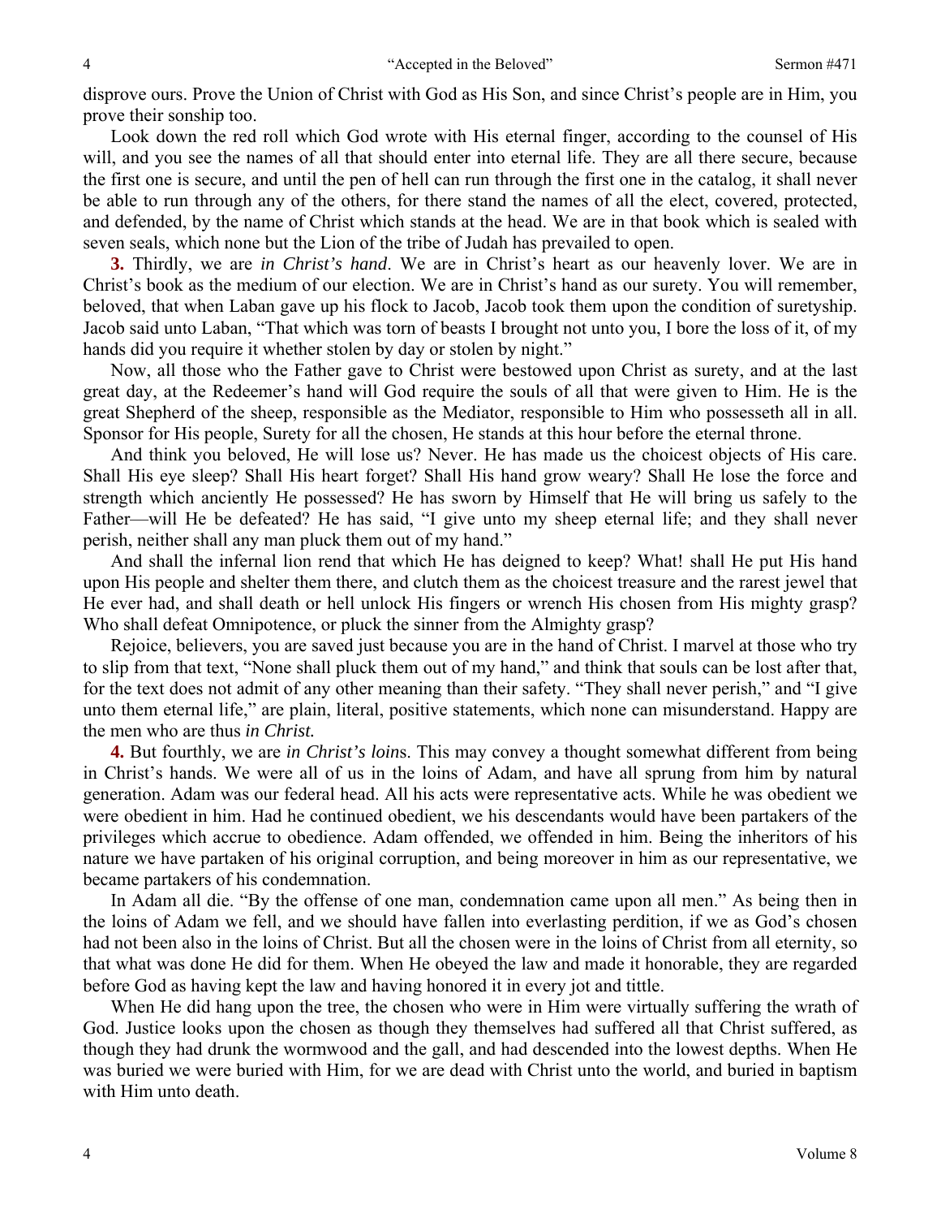disprove ours. Prove the Union of Christ with God as His Son, and since Christ's people are in Him, you prove their sonship too.

Look down the red roll which God wrote with His eternal finger, according to the counsel of His will, and you see the names of all that should enter into eternal life. They are all there secure, because the first one is secure, and until the pen of hell can run through the first one in the catalog, it shall never be able to run through any of the others, for there stand the names of all the elect, covered, protected, and defended, by the name of Christ which stands at the head. We are in that book which is sealed with seven seals, which none but the Lion of the tribe of Judah has prevailed to open.

**3.** Thirdly, we are *in Christ's hand*. We are in Christ's heart as our heavenly lover. We are in Christ's book as the medium of our election. We are in Christ's hand as our surety. You will remember, beloved, that when Laban gave up his flock to Jacob, Jacob took them upon the condition of suretyship. Jacob said unto Laban, "That which was torn of beasts I brought not unto you, I bore the loss of it, of my hands did you require it whether stolen by day or stolen by night."

Now, all those who the Father gave to Christ were bestowed upon Christ as surety, and at the last great day, at the Redeemer's hand will God require the souls of all that were given to Him. He is the great Shepherd of the sheep, responsible as the Mediator, responsible to Him who possesseth all in all. Sponsor for His people, Surety for all the chosen, He stands at this hour before the eternal throne.

And think you beloved, He will lose us? Never. He has made us the choicest objects of His care. Shall His eye sleep? Shall His heart forget? Shall His hand grow weary? Shall He lose the force and strength which anciently He possessed? He has sworn by Himself that He will bring us safely to the Father—will He be defeated? He has said, "I give unto my sheep eternal life; and they shall never perish, neither shall any man pluck them out of my hand."

And shall the infernal lion rend that which He has deigned to keep? What! shall He put His hand upon His people and shelter them there, and clutch them as the choicest treasure and the rarest jewel that He ever had, and shall death or hell unlock His fingers or wrench His chosen from His mighty grasp? Who shall defeat Omnipotence, or pluck the sinner from the Almighty grasp?

Rejoice, believers, you are saved just because you are in the hand of Christ. I marvel at those who try to slip from that text, "None shall pluck them out of my hand," and think that souls can be lost after that, for the text does not admit of any other meaning than their safety. "They shall never perish," and "I give unto them eternal life," are plain, literal, positive statements, which none can misunderstand. Happy are the men who are thus *in Christ.*

**4.** But fourthly, we are *in Christ's loins*. This may convey a thought somewhat different from being in Christ's hands. We were all of us in the loins of Adam, and have all sprung from him by natural generation. Adam was our federal head. All his acts were representative acts. While he was obedient we were obedient in him. Had he continued obedient, we his descendants would have been partakers of the privileges which accrue to obedience. Adam offended, we offended in him. Being the inheritors of his nature we have partaken of his original corruption, and being moreover in him as our representative, we became partakers of his condemnation.

In Adam all die. "By the offense of one man, condemnation came upon all men." As being then in the loins of Adam we fell, and we should have fallen into everlasting perdition, if we as God's chosen had not been also in the loins of Christ. But all the chosen were in the loins of Christ from all eternity, so that what was done He did for them. When He obeyed the law and made it honorable, they are regarded before God as having kept the law and having honored it in every jot and tittle.

When He did hang upon the tree, the chosen who were in Him were virtually suffering the wrath of God. Justice looks upon the chosen as though they themselves had suffered all that Christ suffered, as though they had drunk the wormwood and the gall, and had descended into the lowest depths. When He was buried we were buried with Him, for we are dead with Christ unto the world, and buried in baptism with Him unto death.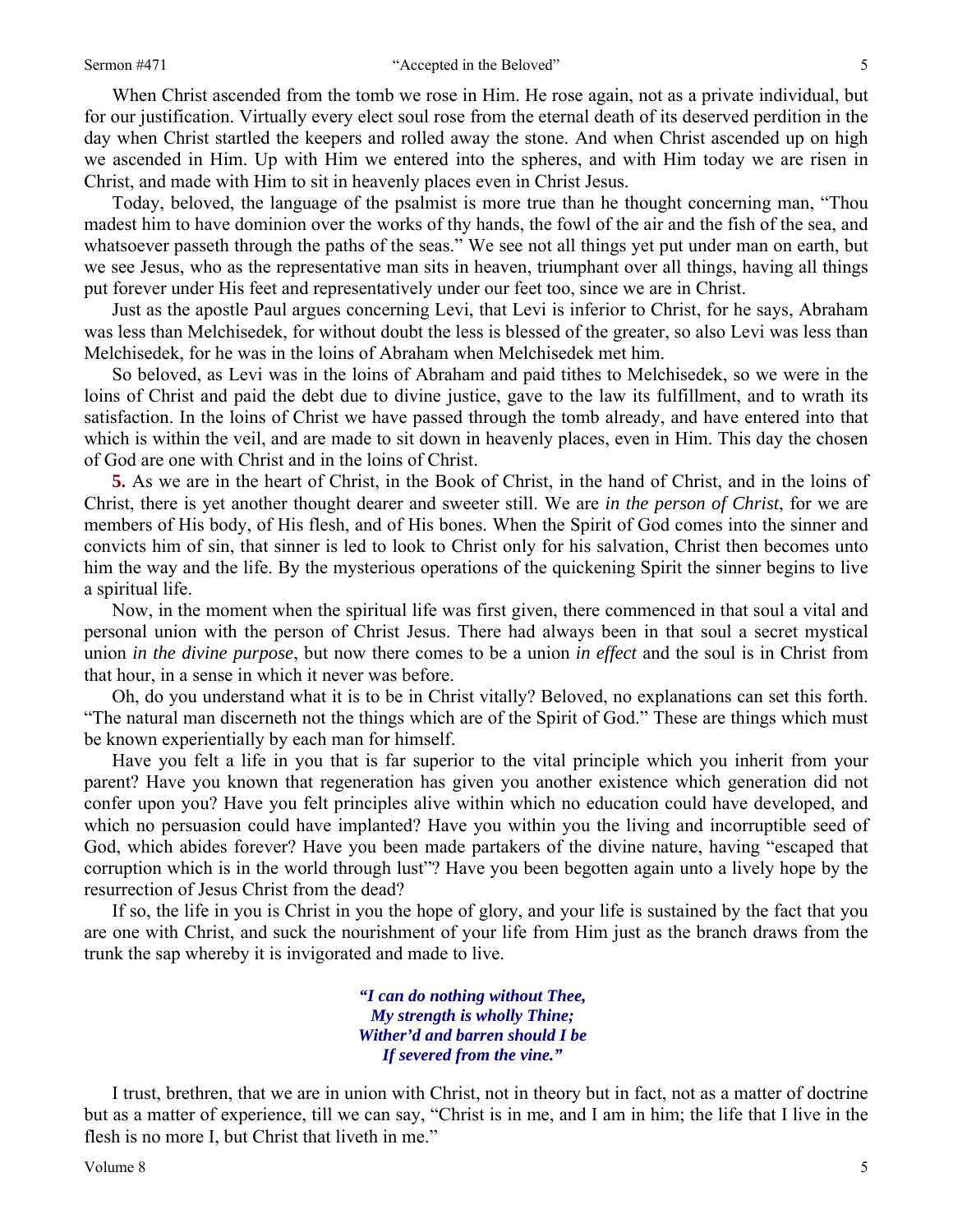When Christ ascended from the tomb we rose in Him. He rose again, not as a private individual, but for our justification. Virtually every elect soul rose from the eternal death of its deserved perdition in the day when Christ startled the keepers and rolled away the stone. And when Christ ascended up on high we ascended in Him. Up with Him we entered into the spheres, and with Him today we are risen in Christ, and made with Him to sit in heavenly places even in Christ Jesus.

Today, beloved, the language of the psalmist is more true than he thought concerning man, "Thou madest him to have dominion over the works of thy hands, the fowl of the air and the fish of the sea, and whatsoever passeth through the paths of the seas." We see not all things yet put under man on earth, but we see Jesus, who as the representative man sits in heaven, triumphant over all things, having all things put forever under His feet and representatively under our feet too, since we are in Christ.

Just as the apostle Paul argues concerning Levi, that Levi is inferior to Christ, for he says, Abraham was less than Melchisedek, for without doubt the less is blessed of the greater, so also Levi was less than Melchisedek, for he was in the loins of Abraham when Melchisedek met him.

So beloved, as Levi was in the loins of Abraham and paid tithes to Melchisedek, so we were in the loins of Christ and paid the debt due to divine justice, gave to the law its fulfillment, and to wrath its satisfaction. In the loins of Christ we have passed through the tomb already, and have entered into that which is within the veil, and are made to sit down in heavenly places, even in Him. This day the chosen of God are one with Christ and in the loins of Christ.

**5.** As we are in the heart of Christ, in the Book of Christ, in the hand of Christ, and in the loins of Christ, there is yet another thought dearer and sweeter still. We are *in the person of Christ*, for we are members of His body, of His flesh, and of His bones. When the Spirit of God comes into the sinner and convicts him of sin, that sinner is led to look to Christ only for his salvation, Christ then becomes unto him the way and the life. By the mysterious operations of the quickening Spirit the sinner begins to live a spiritual life.

Now, in the moment when the spiritual life was first given, there commenced in that soul a vital and personal union with the person of Christ Jesus. There had always been in that soul a secret mystical union *in the divine purpose*, but now there comes to be a union *in effect* and the soul is in Christ from that hour, in a sense in which it never was before.

Oh, do you understand what it is to be in Christ vitally? Beloved, no explanations can set this forth. "The natural man discerneth not the things which are of the Spirit of God." These are things which must be known experientially by each man for himself.

Have you felt a life in you that is far superior to the vital principle which you inherit from your parent? Have you known that regeneration has given you another existence which generation did not confer upon you? Have you felt principles alive within which no education could have developed, and which no persuasion could have implanted? Have you within you the living and incorruptible seed of God, which abides forever? Have you been made partakers of the divine nature, having "escaped that corruption which is in the world through lust"? Have you been begotten again unto a lively hope by the resurrection of Jesus Christ from the dead?

If so, the life in you is Christ in you the hope of glory, and your life is sustained by the fact that you are one with Christ, and suck the nourishment of your life from Him just as the branch draws from the trunk the sap whereby it is invigorated and made to live.

> ***"I can do nothing without Thee,***
> ***My strength is wholly Thine;***
> ***Wither'd and barren should I be***
> ***If severed from the vine."***

I trust, brethren, that we are in union with Christ, not in theory but in fact, not as a matter of doctrine but as a matter of experience, till we can say, "Christ is in me, and I am in him; the life that I live in the flesh is no more I, but Christ that liveth in me."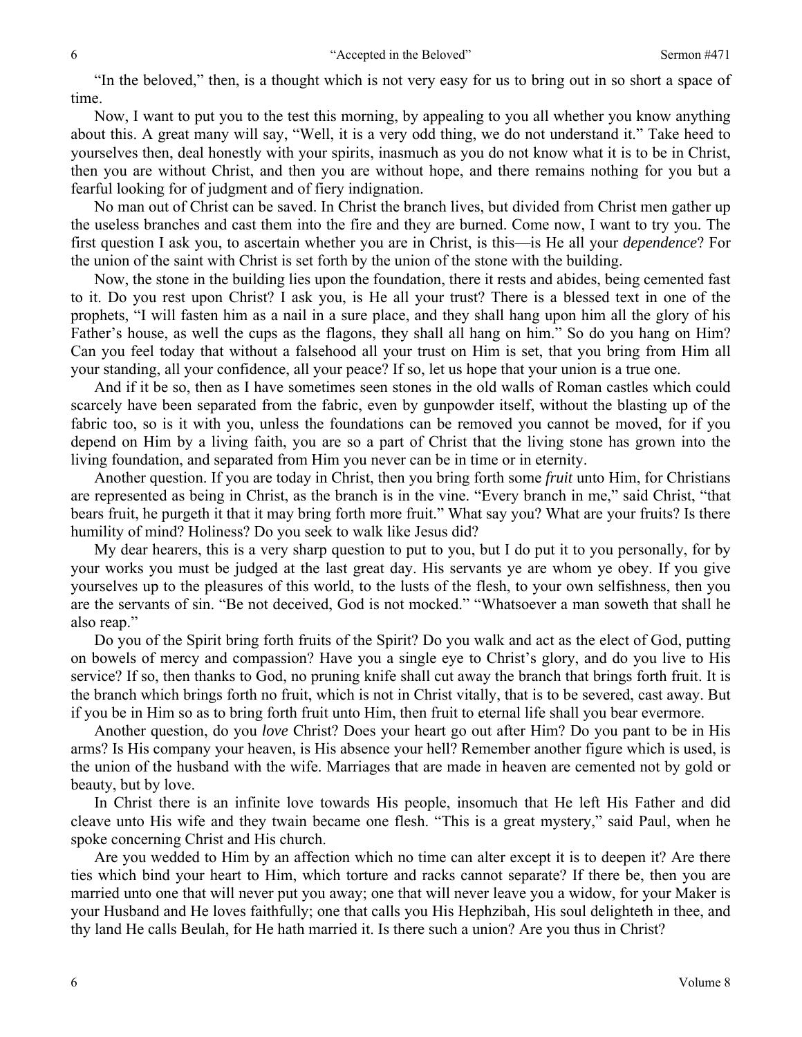"In the beloved," then, is a thought which is not very easy for us to bring out in so short a space of time.

Now, I want to put you to the test this morning, by appealing to you all whether you know anything about this. A great many will say, "Well, it is a very odd thing, we do not understand it." Take heed to yourselves then, deal honestly with your spirits, inasmuch as you do not know what it is to be in Christ, then you are without Christ, and then you are without hope, and there remains nothing for you but a fearful looking for of judgment and of fiery indignation.

No man out of Christ can be saved. In Christ the branch lives, but divided from Christ men gather up the useless branches and cast them into the fire and they are burned. Come now, I want to try you. The first question I ask you, to ascertain whether you are in Christ, is this—is He all your *dependence*? For the union of the saint with Christ is set forth by the union of the stone with the building.

Now, the stone in the building lies upon the foundation, there it rests and abides, being cemented fast to it. Do you rest upon Christ? I ask you, is He all your trust? There is a blessed text in one of the prophets, "I will fasten him as a nail in a sure place, and they shall hang upon him all the glory of his Father's house, as well the cups as the flagons, they shall all hang on him." So do you hang on Him? Can you feel today that without a falsehood all your trust on Him is set, that you bring from Him all your standing, all your confidence, all your peace? If so, let us hope that your union is a true one.

And if it be so, then as I have sometimes seen stones in the old walls of Roman castles which could scarcely have been separated from the fabric, even by gunpowder itself, without the blasting up of the fabric too, so is it with you, unless the foundations can be removed you cannot be moved, for if you depend on Him by a living faith, you are so a part of Christ that the living stone has grown into the living foundation, and separated from Him you never can be in time or in eternity.

Another question. If you are today in Christ, then you bring forth some *fruit* unto Him, for Christians are represented as being in Christ, as the branch is in the vine. "Every branch in me," said Christ, "that bears fruit, he purgeth it that it may bring forth more fruit." What say you? What are your fruits? Is there humility of mind? Holiness? Do you seek to walk like Jesus did?

My dear hearers, this is a very sharp question to put to you, but I do put it to you personally, for by your works you must be judged at the last great day. His servants ye are whom ye obey. If you give yourselves up to the pleasures of this world, to the lusts of the flesh, to your own selfishness, then you are the servants of sin. "Be not deceived, God is not mocked." "Whatsoever a man soweth that shall he also reap."

Do you of the Spirit bring forth fruits of the Spirit? Do you walk and act as the elect of God, putting on bowels of mercy and compassion? Have you a single eye to Christ's glory, and do you live to His service? If so, then thanks to God, no pruning knife shall cut away the branch that brings forth fruit. It is the branch which brings forth no fruit, which is not in Christ vitally, that is to be severed, cast away. But if you be in Him so as to bring forth fruit unto Him, then fruit to eternal life shall you bear evermore.

Another question, do you *love* Christ? Does your heart go out after Him? Do you pant to be in His arms? Is His company your heaven, is His absence your hell? Remember another figure which is used, is the union of the husband with the wife. Marriages that are made in heaven are cemented not by gold or beauty, but by love.

In Christ there is an infinite love towards His people, insomuch that He left His Father and did cleave unto His wife and they twain became one flesh. "This is a great mystery," said Paul, when he spoke concerning Christ and His church.

Are you wedded to Him by an affection which no time can alter except it is to deepen it? Are there ties which bind your heart to Him, which torture and racks cannot separate? If there be, then you are married unto one that will never put you away; one that will never leave you a widow, for your Maker is your Husband and He loves faithfully; one that calls you His Hephzibah, His soul delighteth in thee, and thy land He calls Beulah, for He hath married it. Is there such a union? Are you thus in Christ?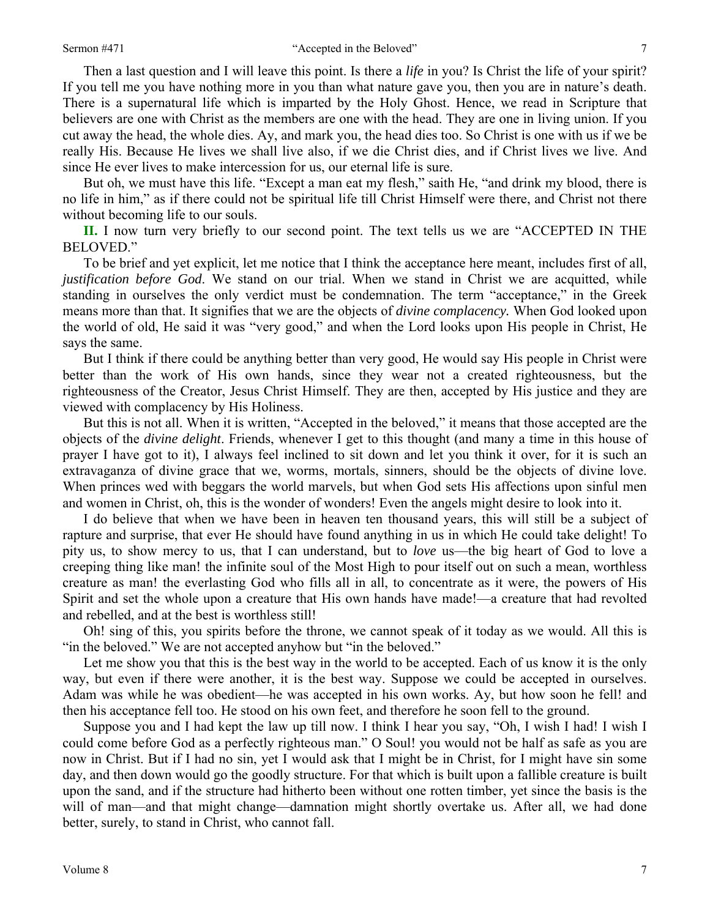Then a last question and I will leave this point. Is there a *life* in you? Is Christ the life of your spirit? If you tell me you have nothing more in you than what nature gave you, then you are in nature's death. There is a supernatural life which is imparted by the Holy Ghost. Hence, we read in Scripture that believers are one with Christ as the members are one with the head. They are one in living union. If you cut away the head, the whole dies. Ay, and mark you, the head dies too. So Christ is one with us if we be really His. Because He lives we shall live also, if we die Christ dies, and if Christ lives we live. And since He ever lives to make intercession for us, our eternal life is sure.

But oh, we must have this life. "Except a man eat my flesh," saith He, "and drink my blood, there is no life in him," as if there could not be spiritual life till Christ Himself were there, and Christ not there without becoming life to our souls.

**II.** I now turn very briefly to our second point. The text tells us we are "ACCEPTED IN THE BELOVED."

To be brief and yet explicit, let me notice that I think the acceptance here meant, includes first of all, *justification before God*. We stand on our trial. When we stand in Christ we are acquitted, while standing in ourselves the only verdict must be condemnation. The term "acceptance," in the Greek means more than that. It signifies that we are the objects of *divine complacency.* When God looked upon the world of old, He said it was "very good," and when the Lord looks upon His people in Christ, He says the same.

But I think if there could be anything better than very good, He would say His people in Christ were better than the work of His own hands, since they wear not a created righteousness, but the righteousness of the Creator, Jesus Christ Himself. They are then, accepted by His justice and they are viewed with complacency by His Holiness.

But this is not all. When it is written, "Accepted in the beloved," it means that those accepted are the objects of the *divine delight*. Friends, whenever I get to this thought (and many a time in this house of prayer I have got to it), I always feel inclined to sit down and let you think it over, for it is such an extravaganza of divine grace that we, worms, mortals, sinners, should be the objects of divine love. When princes wed with beggars the world marvels, but when God sets His affections upon sinful men and women in Christ, oh, this is the wonder of wonders! Even the angels might desire to look into it.

I do believe that when we have been in heaven ten thousand years, this will still be a subject of rapture and surprise, that ever He should have found anything in us in which He could take delight! To pity us, to show mercy to us, that I can understand, but to *love* us—the big heart of God to love a creeping thing like man! the infinite soul of the Most High to pour itself out on such a mean, worthless creature as man! the everlasting God who fills all in all, to concentrate as it were, the powers of His Spirit and set the whole upon a creature that His own hands have made!—a creature that had revolted and rebelled, and at the best is worthless still!

Oh! sing of this, you spirits before the throne, we cannot speak of it today as we would. All this is "in the beloved." We are not accepted anyhow but "in the beloved."

Let me show you that this is the best way in the world to be accepted. Each of us know it is the only way, but even if there were another, it is the best way. Suppose we could be accepted in ourselves. Adam was while he was obedient—he was accepted in his own works. Ay, but how soon he fell! and then his acceptance fell too. He stood on his own feet, and therefore he soon fell to the ground.

Suppose you and I had kept the law up till now. I think I hear you say, "Oh, I wish I had! I wish I could come before God as a perfectly righteous man." O Soul! you would not be half as safe as you are now in Christ. But if I had no sin, yet I would ask that I might be in Christ, for I might have sin some day, and then down would go the goodly structure. For that which is built upon a fallible creature is built upon the sand, and if the structure had hitherto been without one rotten timber, yet since the basis is the will of man—and that might change—damnation might shortly overtake us. After all, we had done better, surely, to stand in Christ, who cannot fall.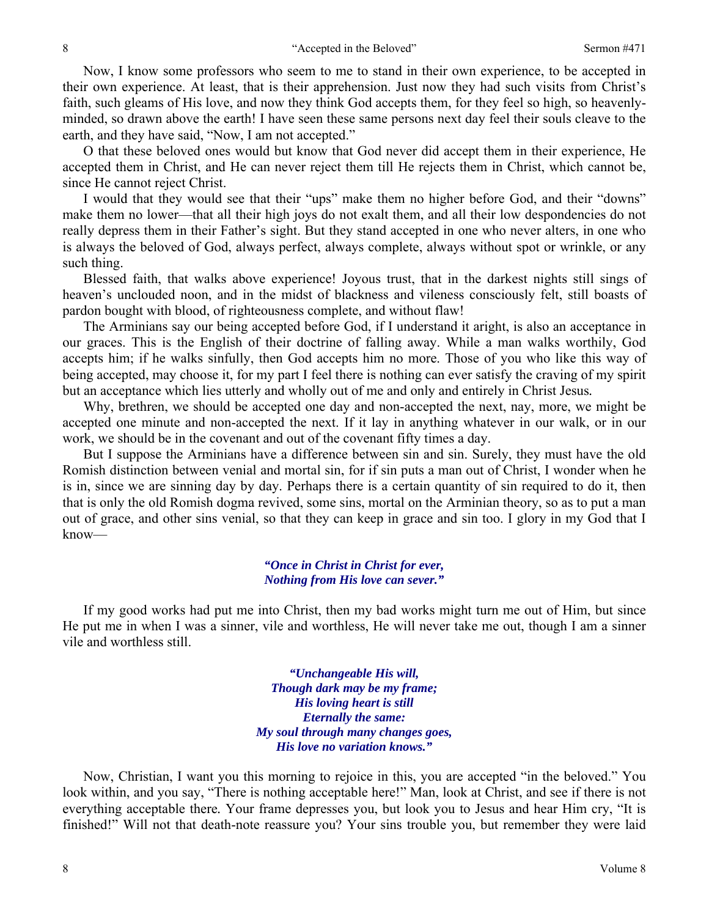Now, I know some professors who seem to me to stand in their own experience, to be accepted in their own experience. At least, that is their apprehension. Just now they had such visits from Christ's faith, such gleams of His love, and now they think God accepts them, for they feel so high, so heavenly-minded, so drawn above the earth! I have seen these same persons next day feel their souls cleave to the earth, and they have said, "Now, I am not accepted."

O that these beloved ones would but know that God never did accept them in their experience, He accepted them in Christ, and He can never reject them till He rejects them in Christ, which cannot be, since He cannot reject Christ.

I would that they would see that their "ups" make them no higher before God, and their "downs" make them no lower—that all their high joys do not exalt them, and all their low despondencies do not really depress them in their Father's sight. But they stand accepted in one who never alters, in one who is always the beloved of God, always perfect, always complete, always without spot or wrinkle, or any such thing.

Blessed faith, that walks above experience! Joyous trust, that in the darkest nights still sings of heaven's unclouded noon, and in the midst of blackness and vileness consciously felt, still boasts of pardon bought with blood, of righteousness complete, and without flaw!

The Arminians say our being accepted before God, if I understand it aright, is also an acceptance in our graces. This is the English of their doctrine of falling away. While a man walks worthily, God accepts him; if he walks sinfully, then God accepts him no more. Those of you who like this way of being accepted, may choose it, for my part I feel there is nothing can ever satisfy the craving of my spirit but an acceptance which lies utterly and wholly out of me and only and entirely in Christ Jesus.

Why, brethren, we should be accepted one day and non-accepted the next, nay, more, we might be accepted one minute and non-accepted the next. If it lay in anything whatever in our walk, or in our work, we should be in the covenant and out of the covenant fifty times a day.

But I suppose the Arminians have a difference between sin and sin. Surely, they must have the old Romish distinction between venial and mortal sin, for if sin puts a man out of Christ, I wonder when he is in, since we are sinning day by day. Perhaps there is a certain quantity of sin required to do it, then that is only the old Romish dogma revived, some sins, mortal on the Arminian theory, so as to put a man out of grace, and other sins venial, so that they can keep in grace and sin too. I glory in my God that I know—

*"Once in Christ in Christ for ever,*
*Nothing from His love can sever."*

If my good works had put me into Christ, then my bad works might turn me out of Him, but since He put me in when I was a sinner, vile and worthless, He will never take me out, though I am a sinner vile and worthless still.

*"Unchangeable His will,*
*Though dark may be my frame;*
*His loving heart is still*
*Eternally the same:*
*My soul through many changes goes,*
*His love no variation knows."*

Now, Christian, I want you this morning to rejoice in this, you are accepted "in the beloved." You look within, and you say, "There is nothing acceptable here!" Man, look at Christ, and see if there is not everything acceptable there. Your frame depresses you, but look you to Jesus and hear Him cry, "It is finished!" Will not that death-note reassure you? Your sins trouble you, but remember they were laid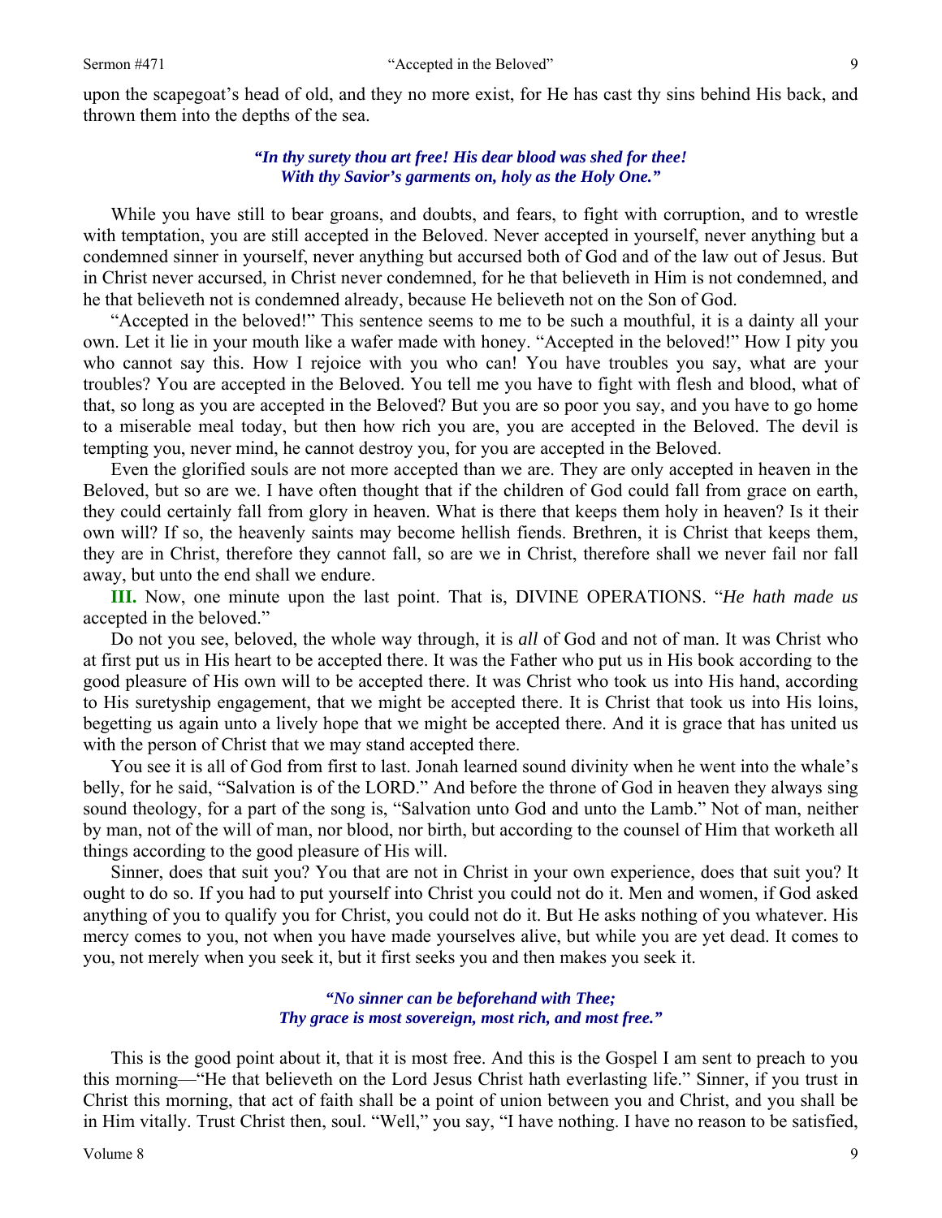upon the scapegoat's head of old, and they no more exist, for He has cast thy sins behind His back, and thrown them into the depths of the sea.

> ***"In thy surety thou art free! His dear blood was shed for thee!***
> ***With thy Savior's garments on, holy as the Holy One."***

While you have still to bear groans, and doubts, and fears, to fight with corruption, and to wrestle with temptation, you are still accepted in the Beloved. Never accepted in yourself, never anything but a condemned sinner in yourself, never anything but accursed both of God and of the law out of Jesus. But in Christ never accursed, in Christ never condemned, for he that believeth in Him is not condemned, and he that believeth not is condemned already, because He believeth not on the Son of God.

"Accepted in the beloved!" This sentence seems to me to be such a mouthful, it is a dainty all your own. Let it lie in your mouth like a wafer made with honey. "Accepted in the beloved!" How I pity you who cannot say this. How I rejoice with you who can! You have troubles you say, what are your troubles? You are accepted in the Beloved. You tell me you have to fight with flesh and blood, what of that, so long as you are accepted in the Beloved? But you are so poor you say, and you have to go home to a miserable meal today, but then how rich you are, you are accepted in the Beloved. The devil is tempting you, never mind, he cannot destroy you, for you are accepted in the Beloved.

Even the glorified souls are not more accepted than we are. They are only accepted in heaven in the Beloved, but so are we. I have often thought that if the children of God could fall from grace on earth, they could certainly fall from glory in heaven. What is there that keeps them holy in heaven? Is it their own will? If so, the heavenly saints may become hellish fiends. Brethren, it is Christ that keeps them, they are in Christ, therefore they cannot fall, so are we in Christ, therefore shall we never fail nor fall away, but unto the end shall we endure.

**III.** Now, one minute upon the last point. That is, DIVINE OPERATIONS. "*He hath made us* accepted in the beloved."

Do not you see, beloved, the whole way through, it is *all* of God and not of man. It was Christ who at first put us in His heart to be accepted there. It was the Father who put us in His book according to the good pleasure of His own will to be accepted there. It was Christ who took us into His hand, according to His suretyship engagement, that we might be accepted there. It is Christ that took us into His loins, begetting us again unto a lively hope that we might be accepted there. And it is grace that has united us with the person of Christ that we may stand accepted there.

You see it is all of God from first to last. Jonah learned sound divinity when he went into the whale's belly, for he said, "Salvation is of the LORD." And before the throne of God in heaven they always sing sound theology, for a part of the song is, "Salvation unto God and unto the Lamb." Not of man, neither by man, not of the will of man, nor blood, nor birth, but according to the counsel of Him that worketh all things according to the good pleasure of His will.

Sinner, does that suit you? You that are not in Christ in your own experience, does that suit you? It ought to do so. If you had to put yourself into Christ you could not do it. Men and women, if God asked anything of you to qualify you for Christ, you could not do it. But He asks nothing of you whatever. His mercy comes to you, not when you have made yourselves alive, but while you are yet dead. It comes to you, not merely when you seek it, but it first seeks you and then makes you seek it.

> ***"No sinner can be beforehand with Thee;***
> ***Thy grace is most sovereign, most rich, and most free."***

This is the good point about it, that it is most free. And this is the Gospel I am sent to preach to you this morning—"He that believeth on the Lord Jesus Christ hath everlasting life." Sinner, if you trust in Christ this morning, that act of faith shall be a point of union between you and Christ, and you shall be in Him vitally. Trust Christ then, soul. "Well," you say, "I have nothing. I have no reason to be satisfied,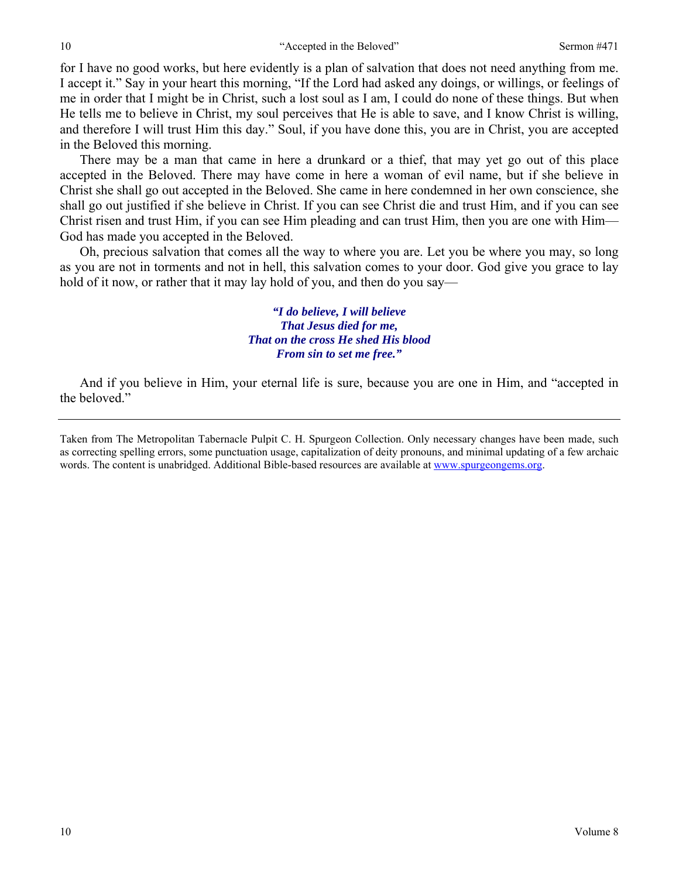for I have no good works, but here evidently is a plan of salvation that does not need anything from me. I accept it." Say in your heart this morning, "If the Lord had asked any doings, or willings, or feelings of me in order that I might be in Christ, such a lost soul as I am, I could do none of these things. But when He tells me to believe in Christ, my soul perceives that He is able to save, and I know Christ is willing, and therefore I will trust Him this day." Soul, if you have done this, you are in Christ, you are accepted in the Beloved this morning.

There may be a man that came in here a drunkard or a thief, that may yet go out of this place accepted in the Beloved. There may have come in here a woman of evil name, but if she believe in Christ she shall go out accepted in the Beloved. She came in here condemned in her own conscience, she shall go out justified if she believe in Christ. If you can see Christ die and trust Him, and if you can see Christ risen and trust Him, if you can see Him pleading and can trust Him, then you are one with Him—God has made you accepted in the Beloved.

Oh, precious salvation that comes all the way to where you are. Let you be where you may, so long as you are not in torments and not in hell, this salvation comes to your door. God give you grace to lay hold of it now, or rather that it may lay hold of you, and then do you say—

***"I do believe, I will believe***
***That Jesus died for me,***
***That on the cross He shed His blood***
***From sin to set me free."***

And if you believe in Him, your eternal life is sure, because you are one in Him, and "accepted in the beloved."

---

Taken from The Metropolitan Tabernacle Pulpit C. H. Spurgeon Collection. Only necessary changes have been made, such as correcting spelling errors, some punctuation usage, capitalization of deity pronouns, and minimal updating of a few archaic words. The content is unabridged. Additional Bible-based resources are available at www.spurgeongems.org.